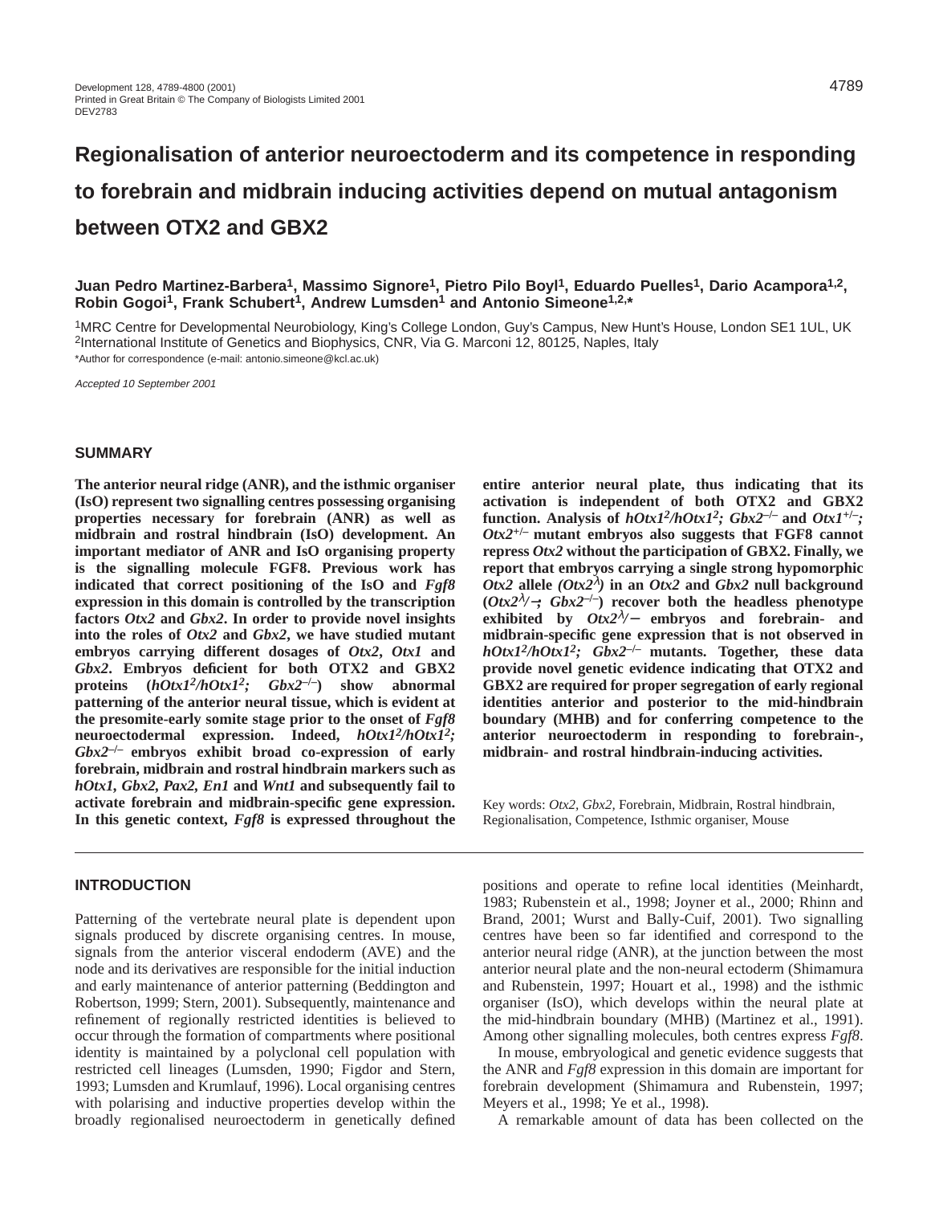# Regionalisation of anterior neuroectoderm and its competence in responding to forebrain and midbrain inducing activities depend on mutual antagonism between OTX2 and GBX2

**Juan Pedro Martinez-Barbera[1], Massimo Signore[1], Pietro Pilo Boyl[1], Eduardo Puelles[1], Dario Acampora[1,2], Robin Gogoi[1], Frank Schubert[1], Andrew Lumsden[1] and Antonio Simeone[1,2,*]**

[1]MRC Centre for Developmental Neurobiology, King's College London, Guy's Campus, New Hunt's House, London SE1 1UL, UK
[2]International Institute of Genetics and Biophysics, CNR, Via G. Marconi 12, 80125, Naples, Italy
*Author for correspondence (e-mail: antonio.simeone@kcl.ac.uk)

*Accepted 10 September 2001*

## SUMMARY

**The anterior neural ridge (ANR), and the isthmic organiser (IsO) represent two signalling centres possessing organising properties necessary for forebrain (ANR) as well as midbrain and rostral hindbrain (IsO) development. An important mediator of ANR and IsO organising property is the signalling molecule FGF8. Previous work has indicated that correct positioning of the IsO and *Fgf8* expression in this domain is controlled by the transcription factors *Otx2* and *Gbx2*. In order to provide novel insights into the roles of *Otx2* and *Gbx2*, we have studied mutant embryos carrying different dosages of *Otx2*, *Otx1* and *Gbx2*. Embryos deficient for both OTX2 and GBX2 proteins (*hOtx1$^2$/hOtx1$^2$; Gbx2$^{-/-}$*) show abnormal patterning of the anterior neural tissue, which is evident at the presomite-early somite stage prior to the onset of *Fgf8* neuroectodermal expression. Indeed, *hOtx1$^2$/hOtx1$^2$; Gbx2$^{-/-}$* embryos exhibit broad co-expression of early forebrain, midbrain and rostral hindbrain markers such as *hOtx1*, *Gbx2*, *Pax2*, *En1* and *Wnt1* and subsequently fail to activate forebrain and midbrain-specific gene expression. In this genetic context, *Fgf8* is expressed throughout the entire anterior neural plate, thus indicating that its activation is independent of both OTX2 and GBX2 function. Analysis of *hOtx1$^2$/hOtx1$^2$; Gbx2$^{-/-}$* and *Otx1$^{+/-}$; Otx2$^{+/-}$* mutant embryos also suggests that FGF8 cannot repress *Otx2* without the participation of GBX2. Finally, we report that embryos carrying a single strong hypomorphic *Otx2* allele *(Otx2$^{\lambda}$)* in an *Otx2* and *Gbx2* null background (*Otx2$^{\lambda}$/−; Gbx2$^{-/-}$*) recover both the headless phenotype exhibited by *Otx2$^{\lambda}$/−* embryos and forebrain- and midbrain-specific gene expression that is not observed in *hOtx1$^2$/hOtx1$^2$; Gbx2$^{-/-}$* mutants. Together, these data provide novel genetic evidence indicating that OTX2 and GBX2 are required for proper segregation of early regional identities anterior and posterior to the mid-hindbrain boundary (MHB) and for conferring competence to the anterior neuroectoderm in responding to forebrain-, midbrain- and rostral hindbrain-inducing activities.**

Key words: *Otx2*, *Gbx2*, Forebrain, Midbrain, Rostral hindbrain, Regionalisation, Competence, Isthmic organiser, Mouse

## INTRODUCTION

Patterning of the vertebrate neural plate is dependent upon signals produced by discrete organising centres. In mouse, signals from the anterior visceral endoderm (AVE) and the node and its derivatives are responsible for the initial induction and early maintenance of anterior patterning (Beddington and Robertson, 1999; Stern, 2001). Subsequently, maintenance and refinement of regionally restricted identities is believed to occur through the formation of compartments where positional identity is maintained by a polyclonal cell population with restricted cell lineages (Lumsden, 1990; Figdor and Stern, 1993; Lumsden and Krumlauf, 1996). Local organising centres with polarising and inductive properties develop within the broadly regionalised neuroectoderm in genetically defined positions and operate to refine local identities (Meinhardt, 1983; Rubenstein et al., 1998; Joyner et al., 2000; Rhinn and Brand, 2001; Wurst and Bally-Cuif, 2001). Two signalling centres have been so far identified and correspond to the anterior neural ridge (ANR), at the junction between the most anterior neural plate and the non-neural ectoderm (Shimamura and Rubenstein, 1997; Houart et al., 1998) and the isthmic organiser (IsO), which develops within the neural plate at the mid-hindbrain boundary (MHB) (Martinez et al., 1991). Among other signalling molecules, both centres express *Fgf8*.

In mouse, embryological and genetic evidence suggests that the ANR and *Fgf8* expression in this domain are important for forebrain development (Shimamura and Rubenstein, 1997; Meyers et al., 1998; Ye et al., 1998).

A remarkable amount of data has been collected on the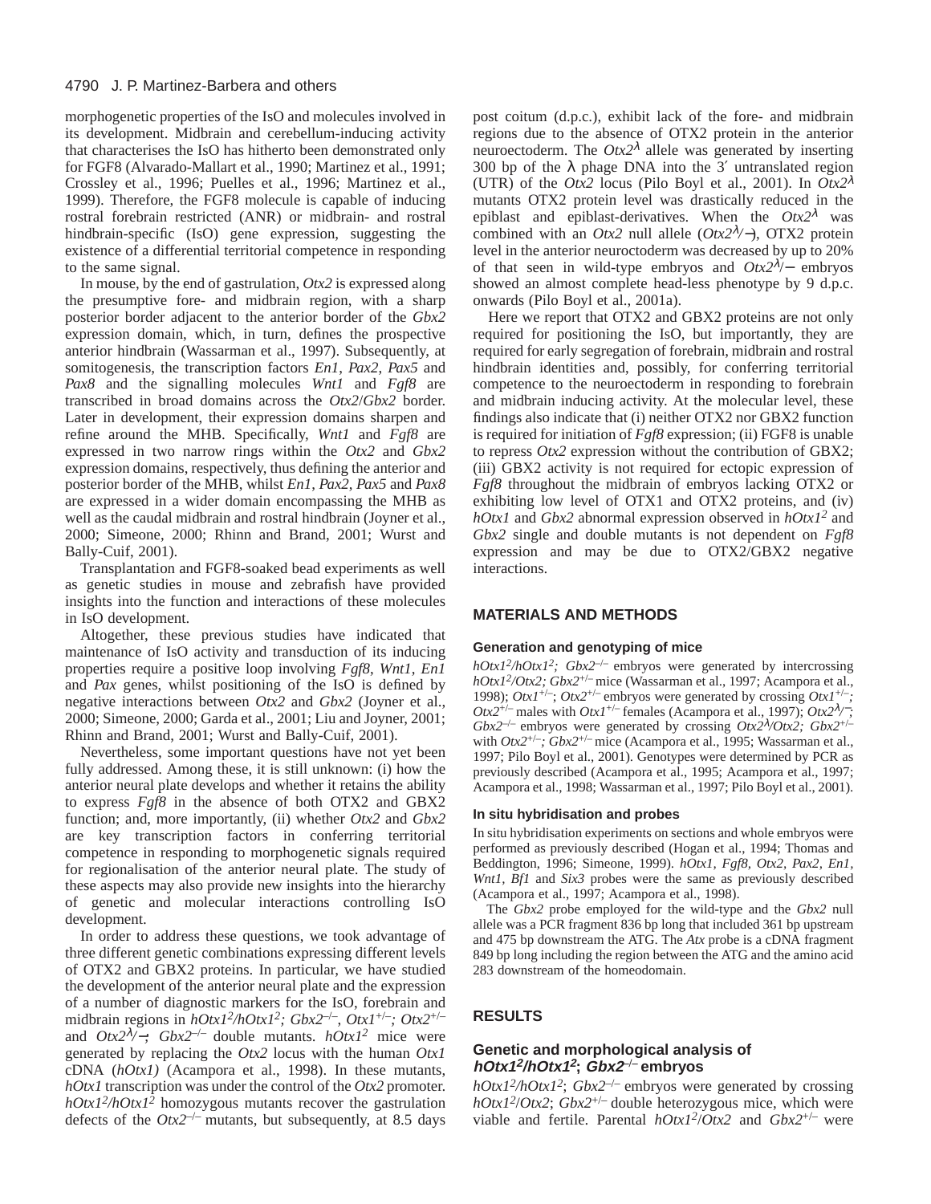morphogenetic properties of the IsO and molecules involved in its development. Midbrain and cerebellum-inducing activity that characterises the IsO has hitherto been demonstrated only for FGF8 (Alvarado-Mallart et al., 1990; Martinez et al., 1991; Crossley et al., 1996; Puelles et al., 1996; Martinez et al., 1999). Therefore, the FGF8 molecule is capable of inducing rostral forebrain restricted (ANR) or midbrain- and rostral hindbrain-specific (IsO) gene expression, suggesting the existence of a differential territorial competence in responding to the same signal.

In mouse, by the end of gastrulation, *Otx2* is expressed along the presumptive fore- and midbrain region, with a sharp posterior border adjacent to the anterior border of the *Gbx2* expression domain, which, in turn, defines the prospective anterior hindbrain (Wassarman et al., 1997). Subsequently, at somitogenesis, the transcription factors *En1, Pax2, Pax5* and *Pax8* and the signalling molecules *Wnt1* and *Fgf8* are transcribed in broad domains across the *Otx2*/*Gbx2* border. Later in development, their expression domains sharpen and refine around the MHB. Specifically, *Wnt1* and *Fgf8* are expressed in two narrow rings within the *Otx2* and *Gbx2* expression domains, respectively, thus defining the anterior and posterior border of the MHB, whilst *En1, Pax2, Pax5* and *Pax8* are expressed in a wider domain encompassing the MHB as well as the caudal midbrain and rostral hindbrain (Joyner et al., 2000; Simeone, 2000; Rhinn and Brand, 2001; Wurst and Bally-Cuif, 2001).

Transplantation and FGF8-soaked bead experiments as well as genetic studies in mouse and zebrafish have provided insights into the function and interactions of these molecules in IsO development.

Altogether, these previous studies have indicated that maintenance of IsO activity and transduction of its inducing properties require a positive loop involving *Fgf8, Wnt1, En1* and *Pax* genes, whilst positioning of the IsO is defined by negative interactions between *Otx2* and *Gbx2* (Joyner et al., 2000; Simeone, 2000; Garda et al., 2001; Liu and Joyner, 2001; Rhinn and Brand, 2001; Wurst and Bally-Cuif, 2001).

Nevertheless, some important questions have not yet been fully addressed. Among these, it is still unknown: (i) how the anterior neural plate develops and whether it retains the ability to express *Fgf8* in the absence of both OTX2 and GBX2 function; and, more importantly, (ii) whether *Otx2* and *Gbx2* are key transcription factors in conferring territorial competence in responding to morphogenetic signals required for regionalisation of the anterior neural plate. The study of these aspects may also provide new insights into the hierarchy of genetic and molecular interactions controlling IsO development.

In order to address these questions, we took advantage of three different genetic combinations expressing different levels of OTX2 and GBX2 proteins. In particular, we have studied the development of the anterior neural plate and the expression of a number of diagnostic markers for the IsO, forebrain and midbrain regions in $hOtx1^2/hOtx1^2$; $Gbx2^{-/-}$, $Otx1^{+/-}$; $Otx2^{+/-}$ and $Otx2^{\lambda/-}$; $Gbx2^{-/-}$ double mutants. $hOtx1^2$ mice were generated by replacing the *Otx2* locus with the human *Otx1* cDNA (*hOtx1*) (Acampora et al., 1998). In these mutants, *hOtx1* transcription was under the control of the *Otx2* promoter. $hOtx1^2/hOtx1^2$ homozygous mutants recover the gastrulation defects of the $Otx2^{-/-}$ mutants, but subsequently, at 8.5 days post coitum (d.p.c.), exhibit lack of the fore- and midbrain regions due to the absence of OTX2 protein in the anterior neuroectoderm. The $Otx2^{\lambda}$ allele was generated by inserting 300 bp of the λ phage DNA into the 3′ untranslated region (UTR) of the *Otx2* locus (Pilo Boyl et al., 2001). In $Otx2^{\lambda}$ mutants OTX2 protein level was drastically reduced in the epiblast and epiblast-derivatives. When the $Otx2^{\lambda}$ was combined with an *Otx2* null allele ($Otx2^{\lambda/-}$), OTX2 protein level in the anterior neuroectoderm was decreased by up to 20% of that seen in wild-type embryos and $Otx2^{\lambda/-}$ embryos showed an almost complete head-less phenotype by 9 d.p.c. onwards (Pilo Boyl et al., 2001a).

Here we report that OTX2 and GBX2 proteins are not only required for positioning the IsO, but importantly, they are required for early segregation of forebrain, midbrain and rostral hindbrain identities and, possibly, for conferring territorial competence to the neuroectoderm in responding to forebrain and midbrain inducing activity. At the molecular level, these findings also indicate that (i) neither OTX2 nor GBX2 function is required for initiation of *Fgf8* expression; (ii) FGF8 is unable to repress *Otx2* expression without the contribution of GBX2; (iii) GBX2 activity is not required for ectopic expression of *Fgf8* throughout the midbrain of embryos lacking OTX2 or exhibiting low level of OTX1 and OTX2 proteins, and (iv) *hOtx1* and *Gbx2* abnormal expression observed in $hOtx1^2$ and *Gbx2* single and double mutants is not dependent on *Fgf8* expression and may be due to OTX2/GBX2 negative interactions.

## MATERIALS AND METHODS

### Generation and genotyping of mice

$hOtx1^2/hOtx1^2$; $Gbx2^{-/-}$ embryos were generated by intercrossing $hOtx1^2/Otx2$; $Gbx2^{+/-}$ mice (Wassarman et al., 1997; Acampora et al., 1998); $Otx1^{+/-}$; $Otx2^{+/-}$ embryos were generated by crossing $Otx1^{+/-}$; $Otx2^{+/-}$ males with $Otx1^{+/-}$ females (Acampora et al., 1997); $Otx2^{\lambda/-}$; $Gbx2^{-/-}$ embryos were generated by crossing $Otx2^{\lambda}/Otx2$; $Gbx2^{+/-}$ with $Otx2^{+/-}$; $Gbx2^{+/-}$ mice (Acampora et al., 1995; Wassarman et al., 1997; Pilo Boyl et al., 2001). Genotypes were determined by PCR as previously described (Acampora et al., 1995; Acampora et al., 1997; Acampora et al., 1998; Wassarman et al., 1997; Pilo Boyl et al., 2001).

### In situ hybridisation and probes

In situ hybridisation experiments on sections and whole embryos were performed as previously described (Hogan et al., 1994; Thomas and Beddington, 1996; Simeone, 1999). *hOtx1, Fgf8, Otx2, Pax2, En1, Wnt1, Bf1* and *Six3* probes were the same as previously described (Acampora et al., 1997; Acampora et al., 1998).

The *Gbx2* probe employed for the wild-type and the *Gbx2* null allele was a PCR fragment 836 bp long that included 361 bp upstream and 475 bp downstream the ATG. The *Atx* probe is a cDNA fragment 849 bp long including the region between the ATG and the amino acid 283 downstream of the homeodomain.

## RESULTS

### Genetic and morphological analysis of $hOtx1^2/hOtx1^2$; $Gbx2^{-/-}$ embryos

$hOtx1^2/hOtx1^2$; $Gbx2^{-/-}$ embryos were generated by crossing $hOtx1^2/Otx2$; $Gbx2^{+/-}$ double heterozygous mice, which were viable and fertile. Parental $hOtx1^2/Otx2$ and $Gbx2^{+/-}$ were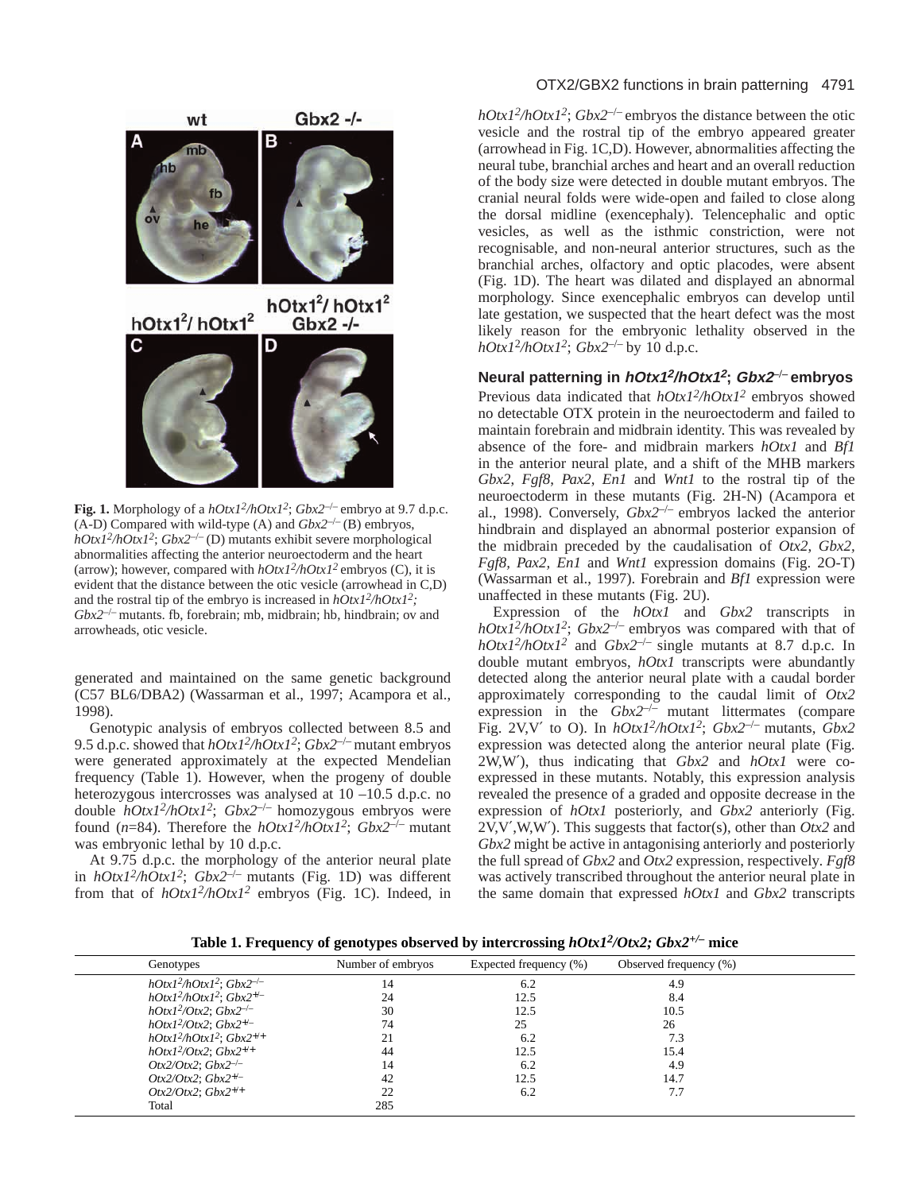**Fig. 1.** Morphology of a *hOtx1*$^2$*/hOtx1*$^2$; *Gbx2*$^{-/-}$ embryo at 9.7 d.p.c. (A-D) Compared with wild-type (A) and *Gbx2*$^{-/-}$ (B) embryos, *hOtx1*$^2$*/hOtx1*$^2$; *Gbx2*$^{-/-}$ (D) mutants exhibit severe morphological abnormalities affecting the anterior neuroectoderm and the heart (arrow); however, compared with *hOtx1*$^2$*/hOtx1*$^2$ embryos (C), it is evident that the distance between the otic vesicle (arrowhead in C,D) and the rostral tip of the embryo is increased in *hOtx1*$^2$*/hOtx1*$^2$*; Gbx2*$^{-/-}$ mutants. fb, forebrain; mb, midbrain; hb, hindbrain; ov and arrowheads, otic vesicle.

generated and maintained on the same genetic background (C57 BL6/DBA2) (Wassarman et al., 1997; Acampora et al., 1998).

Genotypic analysis of embryos collected between 8.5 and 9.5 d.p.c. showed that *hOtx1*$^2$*/hOtx1*$^2$; *Gbx2*$^{-/-}$ mutant embryos were generated approximately at the expected Mendelian frequency (Table 1). However, when the progeny of double heterozygous intercrosses was analysed at 10 –10.5 d.p.c. no double *hOtx1*$^2$*/hOtx1*$^2$; *Gbx2*$^{-/-}$ homozygous embryos were found ($n$=84). Therefore the *hOtx1*$^2$*/hOtx1*$^2$; *Gbx2*$^{-/-}$ mutant was embryonic lethal by 10 d.p.c.

At 9.75 d.p.c. the morphology of the anterior neural plate in *hOtx1*$^2$*/hOtx1*$^2$; *Gbx2*$^{-/-}$ mutants (Fig. 1D) was different from that of *hOtx1*$^2$*/hOtx1*$^2$ embryos (Fig. 1C). Indeed, in *hOtx1*$^2$*/hOtx1*$^2$; *Gbx2*$^{-/-}$ embryos the distance between the otic vesicle and the rostral tip of the embryo appeared greater (arrowhead in Fig. 1C,D). However, abnormalities affecting the neural tube, branchial arches and heart and an overall reduction of the body size were detected in double mutant embryos. The cranial neural folds were wide-open and failed to close along the dorsal midline (exencephaly). Telencephalic and optic vesicles, as well as the isthmic constriction, were not recognisable, and non-neural anterior structures, such as the branchial arches, olfactory and optic placodes, were absent (Fig. 1D). The heart was dilated and displayed an abnormal morphology. Since exencephalic embryos can develop until late gestation, we suspected that the heart defect was the most likely reason for the embryonic lethality observed in the *hOtx1*$^2$*/hOtx1*$^2$; *Gbx2*$^{-/-}$ by 10 d.p.c.

### Neural patterning in *hOtx1*$^2$*/hOtx1*$^2$; *Gbx2*$^{-/-}$ embryos

Previous data indicated that *hOtx1*$^2$*/hOtx1*$^2$ embryos showed no detectable OTX protein in the neuroectoderm and failed to maintain forebrain and midbrain identity. This was revealed by absence of the fore- and midbrain markers *hOtx1* and *Bf1* in the anterior neural plate, and a shift of the MHB markers *Gbx2*, *Fgf8*, *Pax2*, *En1* and *Wnt1* to the rostral tip of the neuroectoderm in these mutants (Fig. 2H-N) (Acampora et al., 1998). Conversely, *Gbx2*$^{-/-}$ embryos lacked the anterior hindbrain and displayed an abnormal posterior expansion of the midbrain preceded by the caudalisation of *Otx2*, *Gbx2, Fgf8*, *Pax2*, *En1* and *Wnt1* expression domains (Fig. 2O-T) (Wassarman et al., 1997). Forebrain and *Bf1* expression were unaffected in these mutants (Fig. 2U).

Expression of the *hOtx1* and *Gbx2* transcripts in *hOtx1*$^2$*/hOtx1*$^2$; *Gbx2*$^{-/-}$ embryos was compared with that of *hOtx1*$^2$*/hOtx1*$^2$ and *Gbx2*$^{-/-}$ single mutants at 8.7 d.p.c. In double mutant embryos, *hOtx1* transcripts were abundantly detected along the anterior neural plate with a caudal border approximately corresponding to the caudal limit of *Otx2* expression in the *Gbx2*$^{-/-}$ mutant littermates (compare Fig. 2V,V′ to O). In *hOtx1*$^2$*/hOtx1*$^2$; *Gbx2*$^{-/-}$ mutants, *Gbx2* expression was detected along the anterior neural plate (Fig. 2W,W′), thus indicating that *Gbx2* and *hOtx1* were co-expressed in these mutants. Notably, this expression analysis revealed the presence of a graded and opposite decrease in the expression of *hOtx1* posteriorly, and *Gbx2* anteriorly (Fig. 2V,V′,W,W′). This suggests that factor(s), other than *Otx2* and *Gbx2* might be active in antagonising anteriorly and posteriorly the full spread of *Gbx2* and *Otx2* expression, respectively. *Fgf8* was actively transcribed throughout the anterior neural plate in the same domain that expressed *hOtx1* and *Gbx2* transcripts

**Table 1. Frequency of genotypes observed by intercrossing *hOtx1*$^2$*/Otx2; Gbx2*$^{+/-}$ mice**

| Genotypes | Number of embryos | Expected frequency (%) | Observed frequency (%) |
|---|---|---|---|
| *hOtx1*$^2$*/hOtx1*$^2$; *Gbx2*$^{-/-}$ | 14 | 6.2 | 4.9 |
| *hOtx1*$^2$*/hOtx1*$^2$; *Gbx2*$^{+/-}$ | 24 | 12.5 | 8.4 |
| *hOtx1*$^2$*/Otx2*; *Gbx2*$^{-/-}$ | 30 | 12.5 | 10.5 |
| *hOtx1*$^2$*/Otx2*; *Gbx2*$^{+/-}$ | 74 | 25 | 26 |
| *hOtx1*$^2$*/hOtx1*$^2$; *Gbx2*$^{+/+}$ | 21 | 6.2 | 7.3 |
| *hOtx1*$^2$*/Otx2*; *Gbx2*$^{+/+}$ | 44 | 12.5 | 15.4 |
| *Otx2/Otx2*; *Gbx2*$^{-/-}$ | 14 | 6.2 | 4.9 |
| *Otx2/Otx2*; *Gbx2*$^{+/-}$ | 42 | 12.5 | 14.7 |
| *Otx2/Otx2*; *Gbx2*$^{+/+}$ | 22 | 6.2 | 7.7 |
| Total | 285 | | |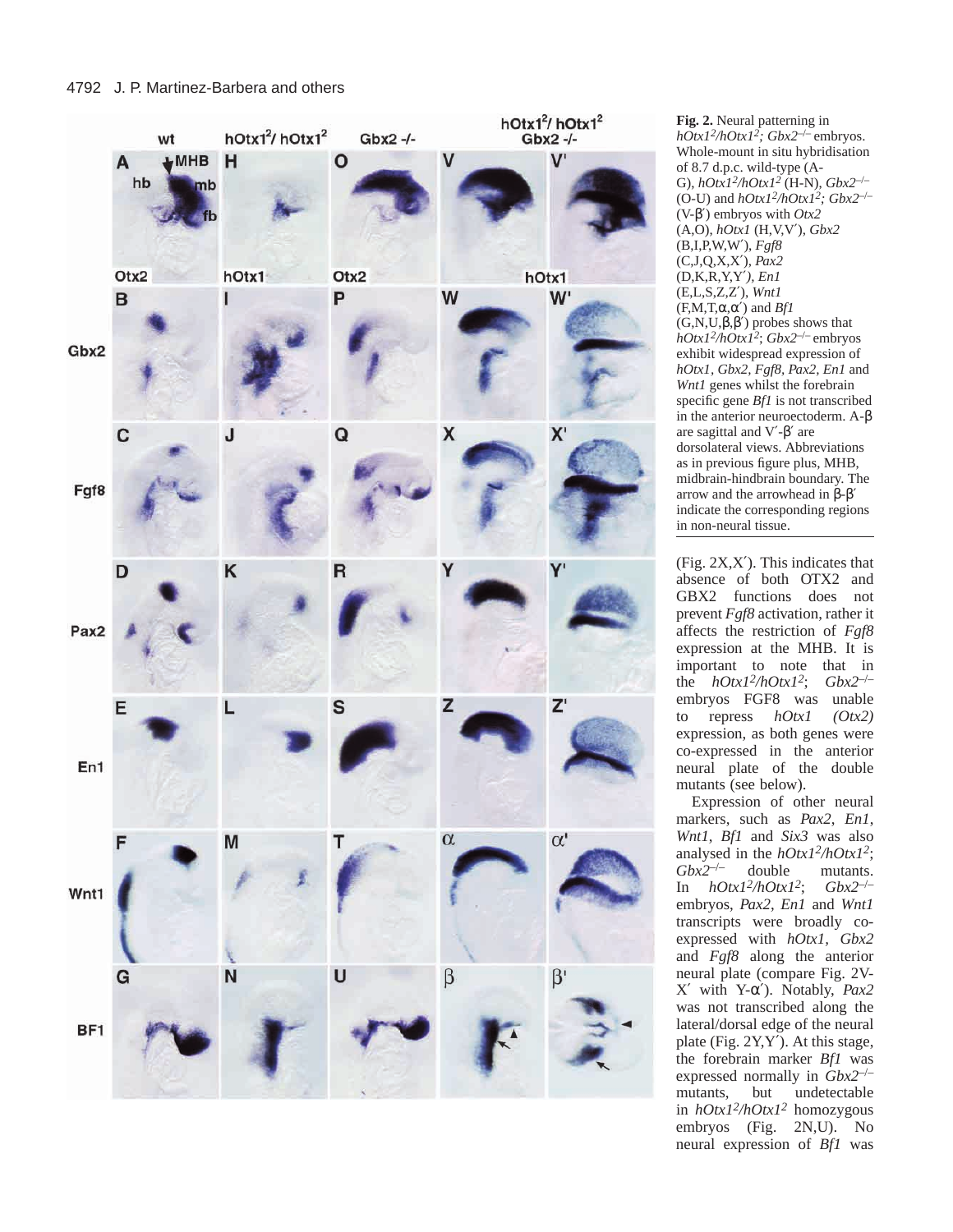**Fig. 2.** Neural patterning in *hOtx1*$^{2}$*/hOtx1*$^{2}$*; Gbx2*$^{-/-}$ embryos. Whole-mount in situ hybridisation of 8.7 d.p.c. wild-type (A-G), *hOtx1*$^{2}$*/hOtx1*$^{2}$ (H-N), *Gbx2*$^{-/-}$ (O-U) and *hOtx1*$^{2}$*/hOtx1*$^{2}$*; Gbx2*$^{-/-}$ (V-β′) embryos with *Otx2* (A,O), *hOtx1* (H,V,V′), *Gbx2* (B,I,P,W,W′), *Fgf8* (C,J,Q,X,X′), *Pax2* (D,K,R,Y,Y′), *En1* (E,L,S,Z,Z′), *Wnt1* (F,M,T,α,α′) and *Bf1* (G,N,U,β,β′) probes shows that *hOtx1*$^{2}$*/hOtx1*$^{2}$; *Gbx2*$^{-/-}$ embryos exhibit widespread expression of *hOtx1*, *Gbx2*, *Fgf8*, *Pax2*, *En1* and *Wnt1* genes whilst the forebrain specific gene *Bf1* is not transcribed in the anterior neuroectoderm. A-β are sagittal and V′-β′ are dorsolateral views. Abbreviations as in previous figure plus, MHB, midbrain-hindbrain boundary. The arrow and the arrowhead in β-β′ indicate the corresponding regions in non-neural tissue.

(Fig. 2X,X′). This indicates that absence of both OTX2 and GBX2 functions does not prevent *Fgf8* activation, rather it affects the restriction of *Fgf8* expression at the MHB. It is important to note that in the *hOtx1*$^{2}$*/hOtx1*$^{2}$; *Gbx2*$^{-/-}$ embryos FGF8 was unable to repress *hOtx1 (Otx2)* expression, as both genes were co-expressed in the anterior neural plate of the double mutants (see below).

Expression of other neural markers, such as *Pax2*, *En1*, *Wnt1*, *Bf1* and *Six3* was also analysed in the *hOtx1*$^{2}$*/hOtx1*$^{2}$; *Gbx2*$^{-/-}$ double mutants. In *hOtx1*$^{2}$*/hOtx1*$^{2}$; *Gbx2*$^{-/-}$ embryos, *Pax2*, *En1* and *Wnt1* transcripts were broadly co-expressed with *hOtx1*, *Gbx2* and *Fgf8* along the anterior neural plate (compare Fig. 2V-X′ with Y-α′). Notably, *Pax2* was not transcribed along the lateral/dorsal edge of the neural plate (Fig. 2Y,Y′). At this stage, the forebrain marker *Bf1* was expressed normally in *Gbx2*$^{-/-}$ mutants, but undetectable in *hOtx1*$^{2}$*/hOtx1*$^{2}$ homozygous embryos (Fig. 2N,U). No neural expression of *Bf1* was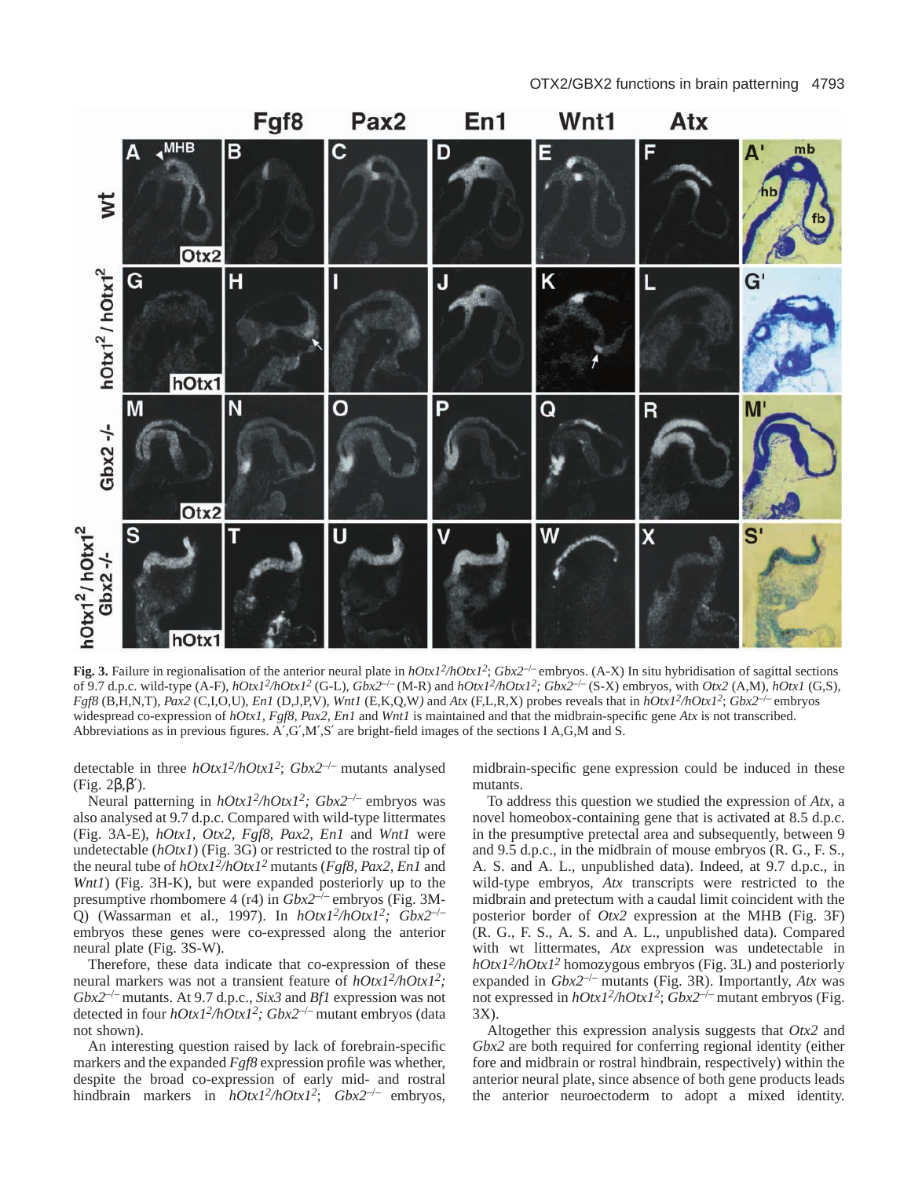**Fig. 3.** Failure in regionalisation of the anterior neural plate in *hOtx1²/hOtx1²; Gbx2⁻/⁻* embryos. (A-X) In situ hybridisation of sagittal sections of 9.7 d.p.c. wild-type (A-F), *hOtx1²/hOtx1²* (G-L), *Gbx2⁻/⁻* (M-R) and *hOtx1²/hOtx1²; Gbx2⁻/⁻* (S-X) embryos, with *Otx2* (A,M), *hOtx1* (G,S), *Fgf8* (B,H,N,T), *Pax2* (C,I,O,U), *En1* (D,J,P,V), *Wnt1* (E,K,Q,W) and *Atx* (F,L,R,X) probes reveals that in *hOtx1²/hOtx1²; Gbx2⁻/⁻* embryos widespread co-expression of *hOtx1*, *Fgf8*, *Pax2*, *En1* and *Wnt1* is maintained and that the midbrain-specific gene *Atx* is not transcribed. Abbreviations as in previous figures. A′,G′,M′,S′ are bright-field images of the sections I A,G,M and S.

detectable in three *hOtx1²/hOtx1²; Gbx2⁻/⁻* mutants analysed (Fig. 2β,β′).

Neural patterning in *hOtx1²/hOtx1²; Gbx2⁻/⁻* embryos was also analysed at 9.7 d.p.c. Compared with wild-type littermates (Fig. 3A-E), *hOtx1*, *Otx2*, *Fgf8*, *Pax2*, *En1* and *Wnt1* were undetectable (*hOtx1*) (Fig. 3G) or restricted to the rostral tip of the neural tube of *hOtx1²/hOtx1²* mutants (*Fgf8*, *Pax2*, *En1* and *Wnt1*) (Fig. 3H-K), but were expanded posteriorly up to the presumptive rhombomere 4 (r4) in *Gbx2⁻/⁻* embryos (Fig. 3M-Q) (Wassarman et al., 1997). In *hOtx1²/hOtx1²; Gbx2⁻/⁻* embryos these genes were co-expressed along the anterior neural plate (Fig. 3S-W).

Therefore, these data indicate that co-expression of these neural markers was not a transient feature of *hOtx1²/hOtx1²; Gbx2⁻/⁻* mutants. At 9.7 d.p.c., *Six3* and *Bf1* expression was not detected in four *hOtx1²/hOtx1²; Gbx2⁻/⁻* mutant embryos (data not shown).

An interesting question raised by lack of forebrain-specific markers and the expanded *Fgf8* expression profile was whether, despite the broad co-expression of early mid- and rostral hindbrain markers in *hOtx1²/hOtx1²; Gbx2⁻/⁻* embryos, midbrain-specific gene expression could be induced in these mutants.

To address this question we studied the expression of *Atx*, a novel homeobox-containing gene that is activated at 8.5 d.p.c. in the presumptive pretectal area and subsequently, between 9 and 9.5 d.p.c., in the midbrain of mouse embryos (R. G., F. S., A. S. and A. L., unpublished data). Indeed, at 9.7 d.p.c., in wild-type embryos, *Atx* transcripts were restricted to the midbrain and pretectum with a caudal limit coincident with the posterior border of *Otx2* expression at the MHB (Fig. 3F) (R. G., F. S., A. S. and A. L., unpublished data). Compared with wt littermates, *Atx* expression was undetectable in *hOtx1²/hOtx1²* homozygous embryos (Fig. 3L) and posteriorly expanded in *Gbx2⁻/⁻* mutants (Fig. 3R). Importantly, *Atx* was not expressed in *hOtx1²/hOtx1²; Gbx2⁻/⁻* mutant embryos (Fig. 3X).

Altogether this expression analysis suggests that *Otx2* and *Gbx2* are both required for conferring regional identity (either fore and midbrain or rostral hindbrain, respectively) within the anterior neural plate, since absence of both gene products leads the anterior neuroectoderm to adopt a mixed identity.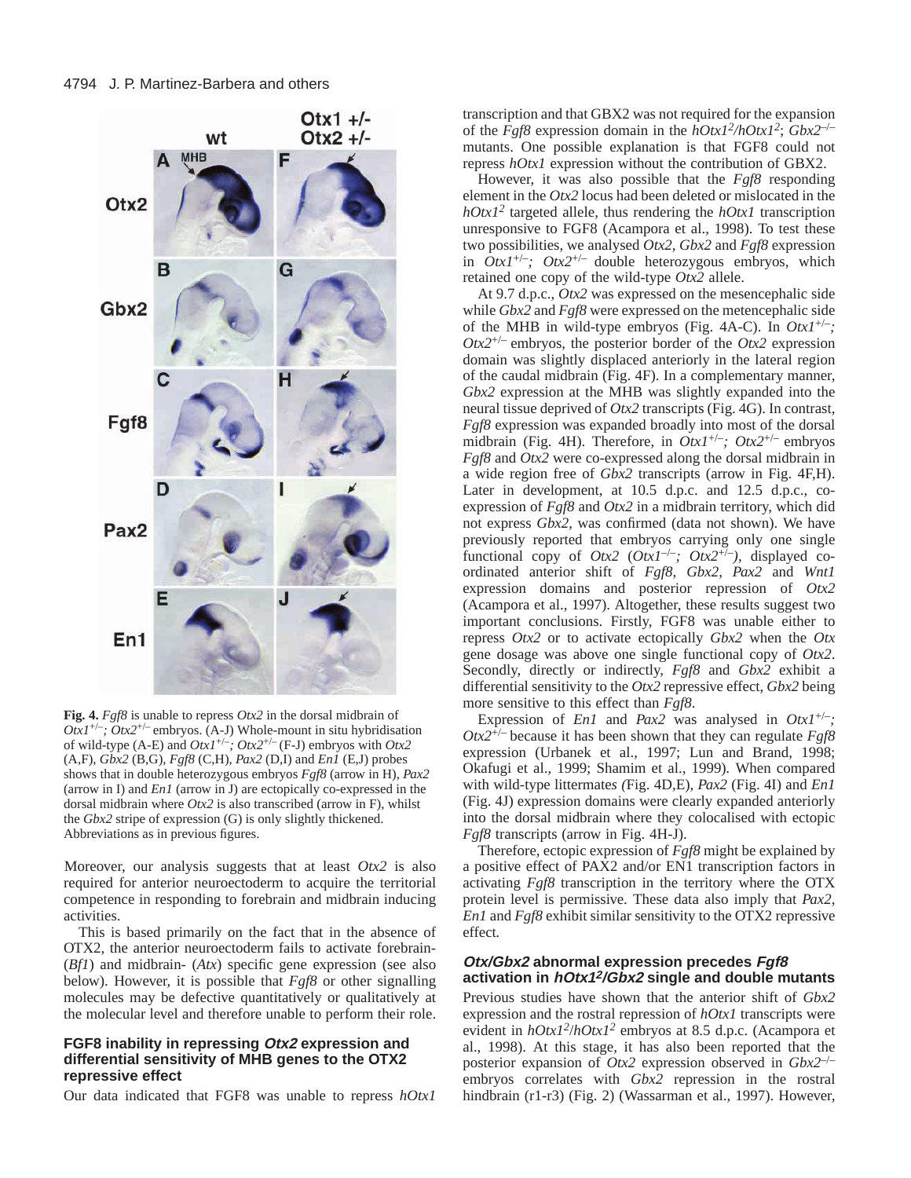**Fig. 4.** *Fgf8* is unable to repress *Otx2* in the dorsal midbrain of $Otx1^{+/-}$; $Otx2^{+/-}$ embryos. (A-J) Whole-mount in situ hybridisation of wild-type (A-E) and $Otx1^{+/-}$; $Otx2^{+/-}$ (F-J) embryos with *Otx2* (A,F), *Gbx2* (B,G), *Fgf8* (C,H), *Pax2* (D,I) and *En1* (E,J) probes shows that in double heterozygous embryos *Fgf8* (arrow in H), *Pax2* (arrow in I) and *En1* (arrow in J) are ectopically co-expressed in the dorsal midbrain where *Otx2* is also transcribed (arrow in F), whilst the *Gbx2* stripe of expression (G) is only slightly thickened. Abbreviations as in previous figures.

Moreover, our analysis suggests that at least *Otx2* is also required for anterior neuroectoderm to acquire the territorial competence in responding to forebrain and midbrain inducing activities.

This is based primarily on the fact that in the absence of OTX2, the anterior neuroectoderm fails to activate forebrain- (*Bf1*) and midbrain- (*Atx*) specific gene expression (see also below). However, it is possible that *Fgf8* or other signalling molecules may be defective quantitatively or qualitatively at the molecular level and therefore unable to perform their role.

### FGF8 inability in repressing *Otx2* expression and differential sensitivity of MHB genes to the OTX2 repressive effect

Our data indicated that FGF8 was unable to repress *hOtx1* transcription and that GBX2 was not required for the expansion of the *Fgf8* expression domain in the $hOtx1^2/hOtx1^2$; $Gbx2^{-/-}$ mutants. One possible explanation is that FGF8 could not repress *hOtx1* expression without the contribution of GBX2.

However, it was also possible that the *Fgf8* responding element in the *Otx2* locus had been deleted or mislocated in the $hOtx1^2$ targeted allele, thus rendering the *hOtx1* transcription unresponsive to FGF8 (Acampora et al., 1998). To test these two possibilities, we analysed *Otx2*, *Gbx2* and *Fgf8* expression in $Otx1^{+/-}$; $Otx2^{+/-}$ double heterozygous embryos, which retained one copy of the wild-type *Otx2* allele.

At 9.7 d.p.c., *Otx2* was expressed on the mesencephalic side while *Gbx2* and *Fgf8* were expressed on the metencephalic side of the MHB in wild-type embryos (Fig. 4A-C). In $Otx1^{+/-}$; $Otx2^{+/-}$ embryos, the posterior border of the *Otx2* expression domain was slightly displaced anteriorly in the lateral region of the caudal midbrain (Fig. 4F). In a complementary manner, *Gbx2* expression at the MHB was slightly expanded into the neural tissue deprived of *Otx2* transcripts (Fig. 4G). In contrast, *Fgf8* expression was expanded broadly into most of the dorsal midbrain (Fig. 4H). Therefore, in $Otx1^{+/-}$; $Otx2^{+/-}$ embryos *Fgf8* and *Otx2* were co-expressed along the dorsal midbrain in a wide region free of *Gbx2* transcripts (arrow in Fig. 4F,H). Later in development, at 10.5 d.p.c. and 12.5 d.p.c., co-expression of *Fgf8* and *Otx2* in a midbrain territory, which did not express *Gbx2*, was confirmed (data not shown). We have previously reported that embryos carrying only one single functional copy of *Otx2* ($Otx1^{-/-}$; $Otx2^{+/-}$), displayed co-ordinated anterior shift of *Fgf8*, *Gbx2*, *Pax2* and *Wnt1* expression domains and posterior repression of *Otx2* (Acampora et al., 1997). Altogether, these results suggest two important conclusions. Firstly, FGF8 was unable either to repress *Otx2* or to activate ectopically *Gbx2* when the *Otx* gene dosage was above one single functional copy of *Otx2*. Secondly, directly or indirectly, *Fgf8* and *Gbx2* exhibit a differential sensitivity to the *Otx2* repressive effect, *Gbx2* being more sensitive to this effect than *Fgf8*.

Expression of *En1* and *Pax2* was analysed in $Otx1^{+/-}$; $Otx2^{+/-}$ because it has been shown that they can regulate *Fgf8* expression (Urbanek et al., 1997; Lun and Brand, 1998; Okafugi et al., 1999; Shamim et al., 1999). When compared with wild-type littermates (Fig. 4D,E), *Pax2* (Fig. 4I) and *En1* (Fig. 4J) expression domains were clearly expanded anteriorly into the dorsal midbrain where they colocalised with ectopic *Fgf8* transcripts (arrow in Fig. 4H-J).

Therefore, ectopic expression of *Fgf8* might be explained by a positive effect of PAX2 and/or EN1 transcription factors in activating *Fgf8* transcription in the territory where the OTX protein level is permissive. These data also imply that *Pax2*, *En1* and *Fgf8* exhibit similar sensitivity to the OTX2 repressive effect.

### *Otx/Gbx2* abnormal expression precedes *Fgf8* activation in $hOtx1^2$/*Gbx2* single and double mutants

Previous studies have shown that the anterior shift of *Gbx2* expression and the rostral repression of *hOtx1* transcripts were evident in $hOtx1^2/hOtx1^2$ embryos at 8.5 d.p.c. (Acampora et al., 1998). At this stage, it has also been reported that the posterior expansion of *Otx2* expression observed in $Gbx2^{-/-}$ embryos correlates with *Gbx2* repression in the rostral hindbrain (r1-r3) (Fig. 2) (Wassarman et al., 1997). However,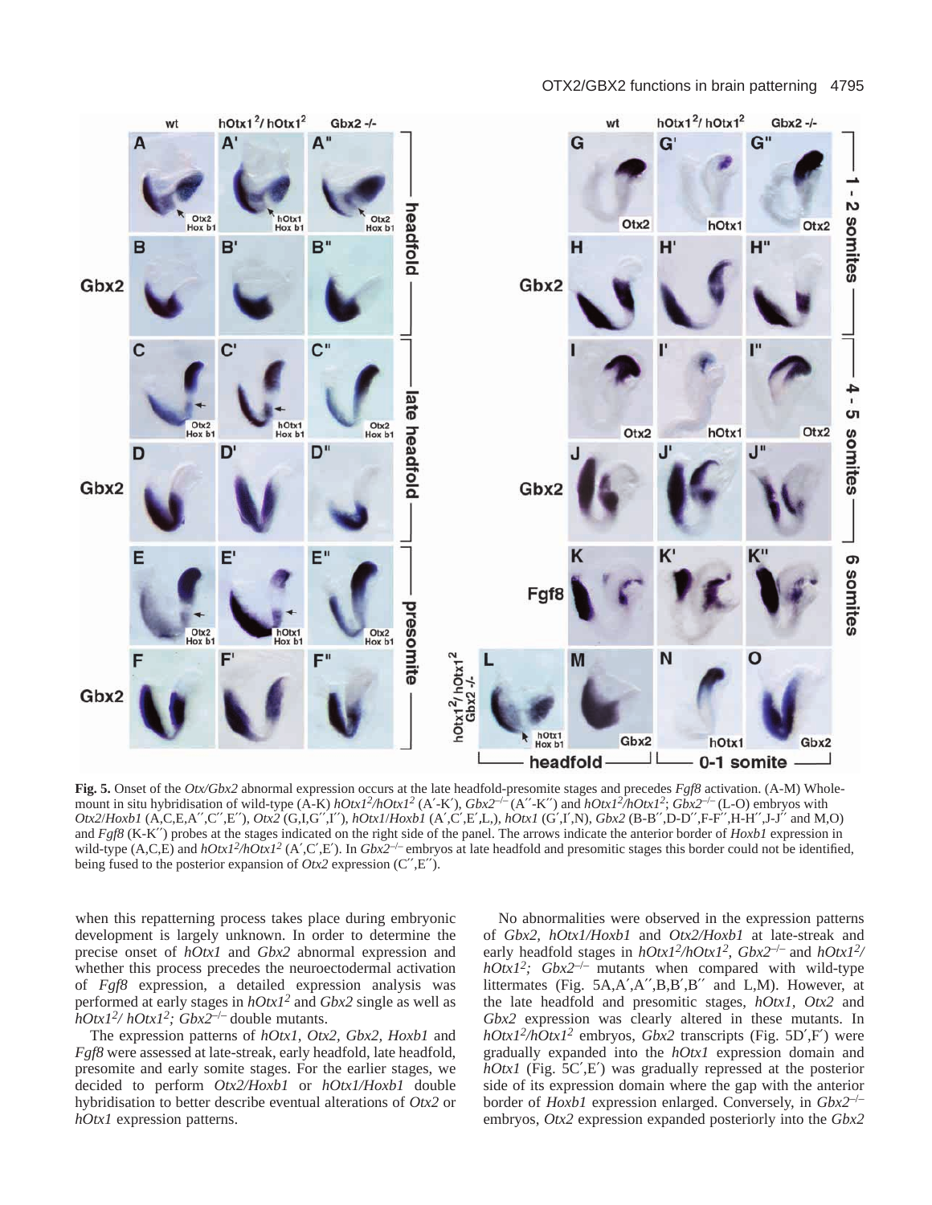**Fig. 5.** Onset of the *Otx/Gbx2* abnormal expression occurs at the late headfold-presomite stages and precedes *Fgf8* activation. (A-M) Whole-mount in situ hybridisation of wild-type (A-K) *hOtx1*$^2$*/hOtx1*$^2$ (A′-K′), *Gbx2*$^{-/-}$ (A′′-K′′) and *hOtx1*$^2$*/hOtx1*$^2$; *Gbx2*$^{-/-}$ (L-O) embryos with *Otx2*/*Hoxb1* (A,C,E,A′′,C′′,E′′), *Otx2* (G,I,G′′,I′′), *hOtx1*/*Hoxb1* (A′,C′,E′,L,), *hOtx1* (G′,I′,N), *Gbx2* (B-B′′,D-D′′,F-F′′,H-H′′,J-J′′ and M,O) and *Fgf8* (K-K′′) probes at the stages indicated on the right side of the panel. The arrows indicate the anterior border of *Hoxb1* expression in wild-type (A,C,E) and *hOtx1*$^2$*/hOtx1*$^2$ (A′,C′,E′). In *Gbx2*$^{-/-}$ embryos at late headfold and presomitic stages this border could not be identified, being fused to the posterior expansion of *Otx2* expression (C′′,E′′).

when this repatterning process takes place during embryonic development is largely unknown. In order to determine the precise onset of *hOtx1* and *Gbx2* abnormal expression and whether this process precedes the neuroectodermal activation of *Fgf8* expression, a detailed expression analysis was performed at early stages in *hOtx1*$^2$ and *Gbx2* single as well as *hOtx1*$^2$*/ hOtx1*$^2$*; Gbx2*$^{-/-}$ double mutants.

The expression patterns of *hOtx1*, *Otx2*, *Gbx2*, *Hoxb1* and *Fgf8* were assessed at late-streak, early headfold, late headfold, presomite and early somite stages. For the earlier stages, we decided to perform *Otx2/Hoxb1* or *hOtx1/Hoxb1* double hybridisation to better describe eventual alterations of *Otx2* or *hOtx1* expression patterns.

No abnormalities were observed in the expression patterns of *Gbx2*, *hOtx1/Hoxb1* and *Otx2/Hoxb1* at late-streak and early headfold stages in *hOtx1*$^2$*/hOtx1*$^2$, *Gbx2*$^{-/-}$ and *hOtx1*$^2$*/ hOtx1*$^2$*; Gbx2*$^{-/-}$ mutants when compared with wild-type littermates (Fig. 5A,A′,A′′,B,B′,B′′ and L,M). However, at the late headfold and presomitic stages, *hOtx1*, *Otx2* and *Gbx2* expression was clearly altered in these mutants. In *hOtx1*$^2$*/hOtx1*$^2$ embryos, *Gbx2* transcripts (Fig. 5D′,F′) were gradually expanded into the *hOtx1* expression domain and *hOtx1* (Fig. 5C′,E′) was gradually repressed at the posterior side of its expression domain where the gap with the anterior border of *Hoxb1* expression enlarged. Conversely, in *Gbx2*$^{-/-}$ embryos, *Otx2* expression expanded posteriorly into the *Gbx2*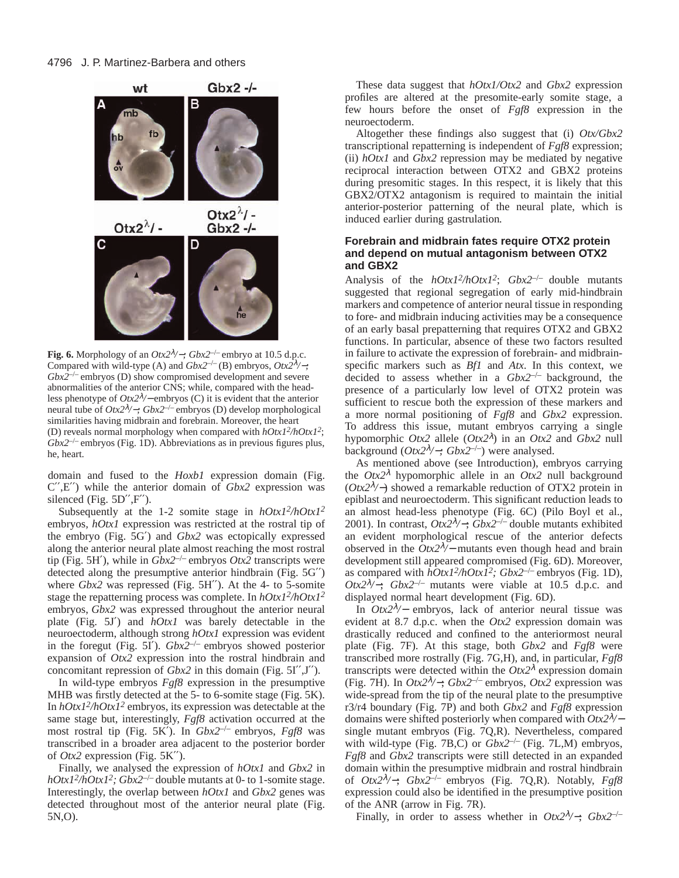**Fig. 6.** Morphology of an *Otx2*$^{\lambda}$/−; *Gbx2*$^{-/-}$ embryo at 10.5 d.p.c. Compared with wild-type (A) and *Gbx2*$^{-/-}$ (B) embryos, *Otx2*$^{\lambda}$/−; *Gbx2*$^{-/-}$ embryos (D) show compromised development and severe abnormalities of the anterior CNS; while, compared with the head-less phenotype of *Otx2*$^{\lambda}$/−embryos (C) it is evident that the anterior neural tube of *Otx2*$^{\lambda}$/−; *Gbx2*$^{-/-}$ embryos (D) develop morphological similarities having midbrain and forebrain. Moreover, the heart (D) reveals normal morphology when compared with *hOtx1*$^{2}$/*hOtx1*$^{2}$; *Gbx2*$^{-/-}$ embryos (Fig. 1D). Abbreviations as in previous figures plus, he, heart.

domain and fused to the *Hoxb1* expression domain (Fig. C′′,E′′) while the anterior domain of *Gbx2* expression was silenced (Fig. 5D′′,F′′).

Subsequently at the 1-2 somite stage in *hOtx1*$^{2}$/*hOtx1*$^{2}$ embryos, *hOtx1* expression was restricted at the rostral tip of the embryo (Fig. 5G′) and *Gbx2* was ectopically expressed along the anterior neural plate almost reaching the most rostral tip (Fig. 5H′), while in *Gbx2*$^{-/-}$ embryos *Otx2* transcripts were detected along the presumptive anterior hindbrain (Fig. 5G′′) where *Gbx2* was repressed (Fig. 5H′′). At the 4- to 5-somite stage the repatterning process was complete. In *hOtx1*$^{2}$/*hOtx1*$^{2}$ embryos, *Gbx2* was expressed throughout the anterior neural plate (Fig. 5J′) and *hOtx1* was barely detectable in the neuroectoderm, although strong *hOtx1* expression was evident in the foregut (Fig. 5I′). *Gbx2*$^{-/-}$ embryos showed posterior expansion of *Otx2* expression into the rostral hindbrain and concomitant repression of *Gbx2* in this domain (Fig. 5I′′,J′′).

In wild-type embryos *Fgf8* expression in the presumptive MHB was firstly detected at the 5- to 6-somite stage (Fig. 5K). In *hOtx1*$^{2}$/*hOtx1*$^{2}$ embryos, its expression was detectable at the same stage but, interestingly, *Fgf8* activation occurred at the most rostral tip (Fig. 5K′). In *Gbx2*$^{-/-}$ embryos, *Fgf8* was transcribed in a broader area adjacent to the posterior border of *Otx2* expression (Fig. 5K′′).

Finally, we analysed the expression of *hOtx1* and *Gbx2* in *hOtx1*$^{2}$/*hOtx1*$^{2}$; *Gbx2*$^{-/-}$ double mutants at 0- to 1-somite stage. Interestingly, the overlap between *hOtx1* and *Gbx2* genes was detected throughout most of the anterior neural plate (Fig. 5N,O).

These data suggest that *hOtx1/Otx2* and *Gbx2* expression profiles are altered at the presomite-early somite stage, a few hours before the onset of *Fgf8* expression in the neuroectoderm.

Altogether these findings also suggest that (i) *Otx/Gbx2* transcriptional repatterning is independent of *Fgf8* expression; (ii) *hOtx1* and *Gbx2* repression may be mediated by negative reciprocal interaction between OTX2 and GBX2 proteins during presomitic stages. In this respect, it is likely that this GBX2/OTX2 antagonism is required to maintain the initial anterior-posterior patterning of the neural plate, which is induced earlier during gastrulation.

### Forebrain and midbrain fates require OTX2 protein and depend on mutual antagonism between OTX2 and GBX2

Analysis of the *hOtx1*$^{2}$/*hOtx1*$^{2}$; *Gbx2*$^{-/-}$ double mutants suggested that regional segregation of early mid-hindbrain markers and competence of anterior neural tissue in responding to fore- and midbrain inducing activities may be a consequence of an early basal prepatterning that requires OTX2 and GBX2 functions. In particular, absence of these two factors resulted in failure to activate the expression of forebrain- and midbrain-specific markers such as *Bf1* and *Atx*. In this context, we decided to assess whether in a *Gbx2*$^{-/-}$ background, the presence of a particularly low level of OTX2 protein was sufficient to rescue both the expression of these markers and a more normal positioning of *Fgf8* and *Gbx2* expression. To address this issue, mutant embryos carrying a single hypomorphic *Otx2* allele (*Otx2*$^{\lambda}$) in an *Otx2* and *Gbx2* null background (*Otx2*$^{\lambda}$/−; *Gbx2*$^{-/-}$) were analysed.

As mentioned above (see Introduction), embryos carrying the *Otx2*$^{\lambda}$ hypomorphic allele in an *Otx2* null background (*Otx2*$^{\lambda}$/−) showed a remarkable reduction of OTX2 protein in epiblast and neuroectoderm. This significant reduction leads to an almost head-less phenotype (Fig. 6C) (Pilo Boyl et al., 2001). In contrast, *Otx2*$^{\lambda}$/−; *Gbx2*$^{-/-}$ double mutants exhibited an evident morphological rescue of the anterior defects observed in the *Otx2*$^{\lambda}$/−mutants even though head and brain development still appeared compromised (Fig. 6D). Moreover, as compared with *hOtx1*$^{2}$/*hOtx1*$^{2}$; *Gbx2*$^{-/-}$ embryos (Fig. 1D), *Otx2*$^{\lambda}$/−; *Gbx2*$^{-/-}$ mutants were viable at 10.5 d.p.c. and displayed normal heart development (Fig. 6D).

In *Otx2*$^{\lambda}$/− embryos, lack of anterior neural tissue was evident at 8.7 d.p.c. when the *Otx2* expression domain was drastically reduced and confined to the anteriormost neural plate (Fig. 7F). At this stage, both *Gbx2* and *Fgf8* were transcribed more rostrally (Fig. 7G,H), and, in particular, *Fgf8* transcripts were detected within the *Otx2*$^{\lambda}$ expression domain (Fig. 7H). In *Otx2*$^{\lambda}$/−; *Gbx2*$^{-/-}$ embryos, *Otx2* expression was wide-spread from the tip of the neural plate to the presumptive r3/r4 boundary (Fig. 7P) and both *Gbx2* and *Fgf8* expression domains were shifted posteriorly when compared with *Otx2*$^{\lambda}$/− single mutant embryos (Fig. 7Q,R). Nevertheless, compared with wild-type (Fig. 7B,C) or *Gbx2*$^{-/-}$ (Fig. 7L,M) embryos, *Fgf8* and *Gbx2* transcripts were still detected in an expanded domain within the presumptive midbrain and rostral hindbrain of *Otx2*$^{\lambda}$/−; *Gbx2*$^{-/-}$ embryos (Fig. 7Q,R). Notably, *Fgf8* expression could also be identified in the presumptive position of the ANR (arrow in Fig. 7R).

Finally, in order to assess whether in *Otx2*$^{\lambda}$/−; *Gbx2*$^{-/-}$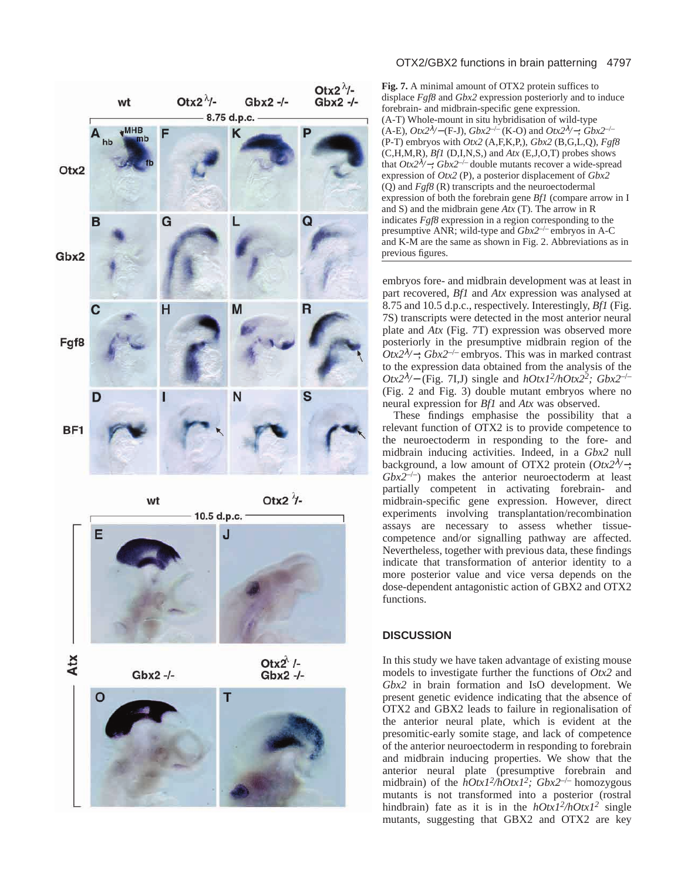**Fig. 7.** A minimal amount of OTX2 protein suffices to displace *Fgf8* and *Gbx2* expression posteriorly and to induce forebrain- and midbrain-specific gene expression. (A-T) Whole-mount in situ hybridisation of wild-type (A-E), *Otx2*$^{\lambda}$/− (F-J), *Gbx2*$^{-/-}$ (K-O) and *Otx2*$^{\lambda}$/−; *Gbx2*$^{-/-}$ (P-T) embryos with *Otx2* (A,F,K,P,), *Gbx2* (B,G,L,Q), *Fgf8* (C,H,M,R), *Bf1* (D,I,N,S,) and *Atx* (E,J,O,T) probes shows that *Otx2*$^{\lambda}$/−; *Gbx2*$^{-/-}$ double mutants recover a wide-spread expression of *Otx2* (P), a posterior displacement of *Gbx2* (Q) and *Fgf8* (R) transcripts and the neuroectodermal expression of both the forebrain gene *Bf1* (compare arrow in I and S) and the midbrain gene *Atx* (T). The arrow in R indicates *Fgf8* expression in a region corresponding to the presumptive ANR; wild-type and *Gbx2*$^{-/-}$ embryos in A-C and K-M are the same as shown in Fig. 2. Abbreviations as in previous figures.

embryos fore- and midbrain development was at least in part recovered, *Bf1* and *Atx* expression was analysed at 8.75 and 10.5 d.p.c., respectively. Interestingly, *Bf1* (Fig. 7S) transcripts were detected in the most anterior neural plate and *Atx* (Fig. 7T) expression was observed more posteriorly in the presumptive midbrain region of the *Otx2*$^{\lambda}$/−; *Gbx2*$^{-/-}$ embryos. This was in marked contrast to the expression data obtained from the analysis of the *Otx2*$^{\lambda}$/− (Fig. 7I,J) single and *hOtx1*$^{2}$/*hOtx2*$^{2}$; *Gbx2*$^{-/-}$ (Fig. 2 and Fig. 3) double mutant embryos where no neural expression for *Bf1* and *Atx* was observed.

These findings emphasise the possibility that a relevant function of OTX2 is to provide competence to the neuroectoderm in responding to the fore- and midbrain inducing activities. Indeed, in a *Gbx2* null background, a low amount of OTX2 protein (*Otx2*$^{\lambda}$/−; *Gbx2*$^{-/-}$) makes the anterior neuroectoderm at least partially competent in activating forebrain- and midbrain-specific gene expression. However, direct experiments involving transplantation/recombination assays are necessary to assess whether tissue-competence and/or signalling pathway are affected. Nevertheless, together with previous data, these findings indicate that transformation of anterior identity to a more posterior value and vice versa depends on the dose-dependent antagonistic action of GBX2 and OTX2 functions.

## DISCUSSION

In this study we have taken advantage of existing mouse models to investigate further the functions of *Otx2* and *Gbx2* in brain formation and IsO development. We present genetic evidence indicating that the absence of OTX2 and GBX2 leads to failure in regionalisation of the anterior neural plate, which is evident at the presomitic-early somite stage, and lack of competence of the anterior neuroectoderm in responding to forebrain and midbrain inducing properties. We show that the anterior neural plate (presumptive forebrain and midbrain) of the *hOtx1*$^{2}$/*hOtx1*$^{2}$; *Gbx2*$^{-/-}$ homozygous mutants is not transformed into a posterior (rostral hindbrain) fate as it is in the *hOtx1*$^{2}$/*hOtx1*$^{2}$ single mutants, suggesting that GBX2 and OTX2 are key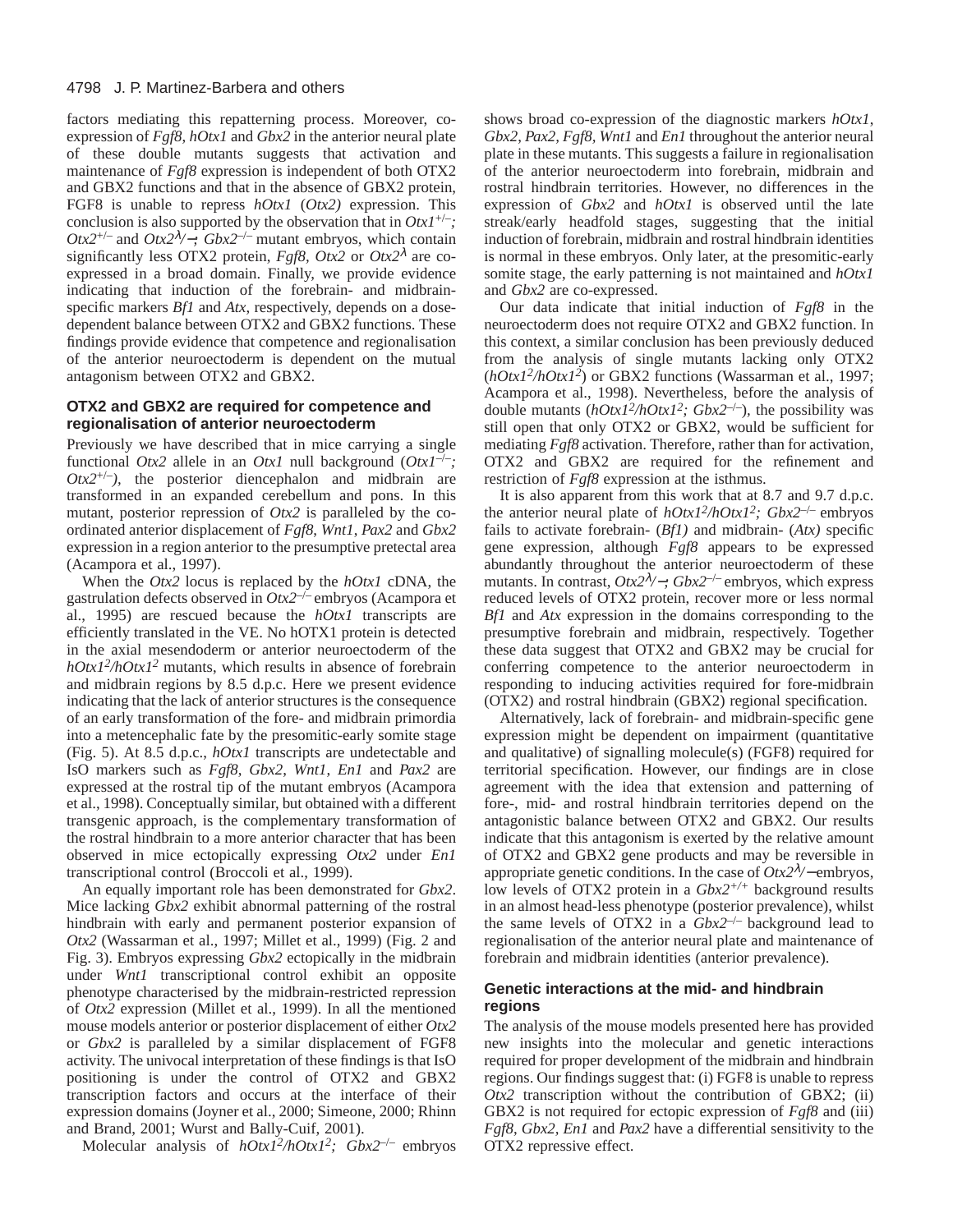factors mediating this repatterning process. Moreover, co-expression of *Fgf8*, *hOtx1* and *Gbx2* in the anterior neural plate of these double mutants suggests that activation and maintenance of *Fgf8* expression is independent of both OTX2 and GBX2 functions and that in the absence of GBX2 protein, FGF8 is unable to repress *hOtx1* (*Otx2)* expression. This conclusion is also supported by the observation that in *Otx1*$^{+/-}$*; Otx2*$^{+/-}$ and *Otx2*$^{\lambda/-}$*; Gbx2*$^{-/-}$ mutant embryos, which contain significantly less OTX2 protein, *Fgf8*, *Otx2* or *Otx2*$^{\lambda}$ are co-expressed in a broad domain. Finally, we provide evidence indicating that induction of the forebrain- and midbrain-specific markers *Bf1* and *Atx*, respectively, depends on a dose-dependent balance between OTX2 and GBX2 functions. These findings provide evidence that competence and regionalisation of the anterior neuroectoderm is dependent on the mutual antagonism between OTX2 and GBX2.

## OTX2 and GBX2 are required for competence and regionalisation of anterior neuroectoderm

Previously we have described that in mice carrying a single functional *Otx2* allele in an *Otx1* null background (*Otx1*$^{-/-}$*; Otx2*$^{+/-}$), the posterior diencephalon and midbrain are transformed in an expanded cerebellum and pons. In this mutant, posterior repression of *Otx2* is paralleled by the co-ordinated anterior displacement of *Fgf8*, *Wnt1*, *Pax2* and *Gbx2* expression in a region anterior to the presumptive pretectal area (Acampora et al., 1997).

When the *Otx2* locus is replaced by the *hOtx1* cDNA, the gastrulation defects observed in *Otx2*$^{-/-}$ embryos (Acampora et al., 1995) are rescued because the *hOtx1* transcripts are efficiently translated in the VE. No hOTX1 protein is detected in the axial mesendoderm or anterior neuroectoderm of the *hOtx1*$^{2}$*/hOtx1*$^{2}$ mutants, which results in absence of forebrain and midbrain regions by 8.5 d.p.c. Here we present evidence indicating that the lack of anterior structures is the consequence of an early transformation of the fore- and midbrain primordia into a metencephalic fate by the presomitic-early somite stage (Fig. 5). At 8.5 d.p.c., *hOtx1* transcripts are undetectable and IsO markers such as *Fgf8*, *Gbx2*, *Wnt1*, *En1* and *Pax2* are expressed at the rostral tip of the mutant embryos (Acampora et al., 1998). Conceptually similar, but obtained with a different transgenic approach, is the complementary transformation of the rostral hindbrain to a more anterior character that has been observed in mice ectopically expressing *Otx2* under *En1* transcriptional control (Broccoli et al., 1999).

An equally important role has been demonstrated for *Gbx2*. Mice lacking *Gbx2* exhibit abnormal patterning of the rostral hindbrain with early and permanent posterior expansion of *Otx2* (Wassarman et al., 1997; Millet et al., 1999) (Fig. 2 and Fig. 3). Embryos expressing *Gbx2* ectopically in the midbrain under *Wnt1* transcriptional control exhibit an opposite phenotype characterised by the midbrain-restricted repression of *Otx2* expression (Millet et al., 1999). In all the mentioned mouse models anterior or posterior displacement of either *Otx2* or *Gbx2* is paralleled by a similar displacement of FGF8 activity. The univocal interpretation of these findings is that IsO positioning is under the control of OTX2 and GBX2 transcription factors and occurs at the interface of their expression domains (Joyner et al., 2000; Simeone, 2000; Rhinn and Brand, 2001; Wurst and Bally-Cuif, 2001).

Molecular analysis of *hOtx1*$^{2}$*/hOtx1*$^{2}$*; Gbx2*$^{-/-}$ embryos shows broad co-expression of the diagnostic markers *hOtx1*, *Gbx2*, *Pax2*, *Fgf8*, *Wnt1* and *En1* throughout the anterior neural plate in these mutants. This suggests a failure in regionalisation of the anterior neuroectoderm into forebrain, midbrain and rostral hindbrain territories. However, no differences in the expression of *Gbx2* and *hOtx1* is observed until the late streak/early headfold stages, suggesting that the initial induction of forebrain, midbrain and rostral hindbrain identities is normal in these embryos. Only later, at the presomitic-early somite stage, the early patterning is not maintained and *hOtx1* and *Gbx2* are co-expressed.

Our data indicate that initial induction of *Fgf8* in the neuroectoderm does not require OTX2 and GBX2 function. In this context, a similar conclusion has been previously deduced from the analysis of single mutants lacking only OTX2 (*hOtx1*$^{2}$*/hOtx1*$^{2}$) or GBX2 functions (Wassarman et al., 1997; Acampora et al., 1998). Nevertheless, before the analysis of double mutants (*hOtx1*$^{2}$*/hOtx1*$^{2}$*; Gbx2*$^{-/-}$), the possibility was still open that only OTX2 or GBX2, would be sufficient for mediating *Fgf8* activation. Therefore, rather than for activation, OTX2 and GBX2 are required for the refinement and restriction of *Fgf8* expression at the isthmus.

It is also apparent from this work that at 8.7 and 9.7 d.p.c. the anterior neural plate of *hOtx1*$^{2}$*/hOtx1*$^{2}$*; Gbx2*$^{-/-}$ embryos fails to activate forebrain- (*Bf1)* and midbrain- (*Atx)* specific gene expression, although *Fgf8* appears to be expressed abundantly throughout the anterior neuroectoderm of these mutants. In contrast, *Otx2*$^{\lambda/-}$*; Gbx2*$^{-/-}$ embryos, which express reduced levels of OTX2 protein, recover more or less normal *Bf1* and *Atx* expression in the domains corresponding to the presumptive forebrain and midbrain, respectively. Together these data suggest that OTX2 and GBX2 may be crucial for conferring competence to the anterior neuroectoderm in responding to inducing activities required for fore-midbrain (OTX2) and rostral hindbrain (GBX2) regional specification.

Alternatively, lack of forebrain- and midbrain-specific gene expression might be dependent on impairment (quantitative and qualitative) of signalling molecule(s) (FGF8) required for territorial specification. However, our findings are in close agreement with the idea that extension and patterning of fore-, mid- and rostral hindbrain territories depend on the antagonistic balance between OTX2 and GBX2. Our results indicate that this antagonism is exerted by the relative amount of OTX2 and GBX2 gene products and may be reversible in appropriate genetic conditions. In the case of *Otx2*$^{\lambda/-}$ embryos, low levels of OTX2 protein in a *Gbx2*$^{+/+}$ background results in an almost head-less phenotype (posterior prevalence), whilst the same levels of OTX2 in a *Gbx2*$^{-/-}$ background lead to regionalisation of the anterior neural plate and maintenance of forebrain and midbrain identities (anterior prevalence).

## Genetic interactions at the mid- and hindbrain regions

The analysis of the mouse models presented here has provided new insights into the molecular and genetic interactions required for proper development of the midbrain and hindbrain regions. Our findings suggest that: (i) FGF8 is unable to repress *Otx2* transcription without the contribution of GBX2; (ii) GBX2 is not required for ectopic expression of *Fgf8* and (iii) *Fgf8*, *Gbx2*, *En1* and *Pax2* have a differential sensitivity to the OTX2 repressive effect.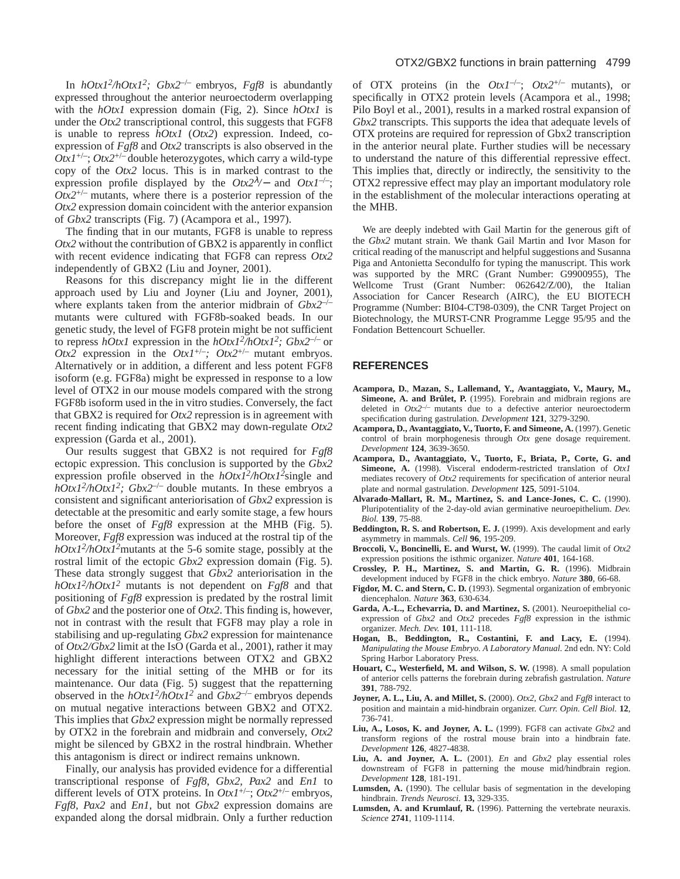In *hOtx1*$^{2}$*/hOtx1*$^{2}$*; Gbx2*$^{–/–}$ embryos, *Fgf8* is abundantly expressed throughout the anterior neuroectoderm overlapping with the *hOtx1* expression domain (Fig, 2). Since *hOtx1* is under the *Otx2* transcriptional control, this suggests that FGF8 is unable to repress *hOtx1* (*Otx2*) expression. Indeed, co-expression of *Fgf8* and *Otx2* transcripts is also observed in the *Otx1*$^{+/–}$; *Otx2*$^{+/–}$ double heterozygotes, which carry a wild-type copy of the *Otx2* locus. This is in marked contrast to the expression profile displayed by the *Otx2*$^{\lambda}$/– and *Otx1*$^{–/–}$; *Otx2*$^{+/–}$ mutants, where there is a posterior repression of the *Otx2* expression domain coincident with the anterior expansion of *Gbx2* transcripts (Fig. 7) (Acampora et al., 1997).

The finding that in our mutants, FGF8 is unable to repress *Otx2* without the contribution of GBX2 is apparently in conflict with recent evidence indicating that FGF8 can repress *Otx2* independently of GBX2 (Liu and Joyner, 2001).

Reasons for this discrepancy might lie in the different approach used by Liu and Joyner (Liu and Joyner, 2001), where explants taken from the anterior midbrain of *Gbx2*$^{–/–}$ mutants were cultured with FGF8b-soaked beads. In our genetic study, the level of FGF8 protein might be not sufficient to repress *hOtx1* expression in the *hOtx1*$^{2}$*/hOtx1*$^{2}$*; Gbx2*$^{–/–}$ or *Otx2* expression in the *Otx1*$^{+/–}$*; Otx2*$^{+/–}$ mutant embryos. Alternatively or in addition, a different and less potent FGF8 isoform (e.g. FGF8a) might be expressed in response to a low level of OTX2 in our mouse models compared with the strong FGF8b isoform used in the in vitro studies. Conversely, the fact that GBX2 is required for *Otx2* repression is in agreement with recent finding indicating that GBX2 may down-regulate *Otx2* expression (Garda et al., 2001).

Our results suggest that GBX2 is not required for *Fgf8* ectopic expression. This conclusion is supported by the *Gbx2* expression profile observed in the *hOtx1*$^{2}$*/hOtx1*$^{2}$single and *hOtx1*$^{2}$*/hOtx1*$^{2}$*; Gbx2*$^{–/–}$ double mutants. In these embryos a consistent and significant anteriorisation of *Gbx2* expression is detectable at the presomitic and early somite stage, a few hours before the onset of *Fgf8* expression at the MHB (Fig. 5). Moreover, *Fgf8* expression was induced at the rostral tip of the *hOtx1*$^{2}$*/hOtx1*$^{2}$mutants at the 5-6 somite stage, possibly at the rostral limit of the ectopic *Gbx2* expression domain (Fig. 5). These data strongly suggest that *Gbx2* anteriorisation in the *hOtx1*$^{2}$*/hOtx1*$^{2}$ mutants is not dependent on *Fgf8* and that positioning of *Fgf8* expression is predated by the rostral limit of *Gbx2* and the posterior one of *Otx2*. This finding is, however, not in contrast with the result that FGF8 may play a role in stabilising and up-regulating *Gbx2* expression for maintenance of *Otx2/Gbx2* limit at the IsO (Garda et al., 2001), rather it may highlight different interactions between OTX2 and GBX2 necessary for the initial setting of the MHB or for its maintenance. Our data (Fig. 5) suggest that the repatterning observed in the *hOtx1*$^{2}$*/hOtx1*$^{2}$ and *Gbx2*$^{–/–}$ embryos depends on mutual negative interactions between GBX2 and OTX2. This implies that *Gbx2* expression might be normally repressed by OTX2 in the forebrain and midbrain and conversely, *Otx2* might be silenced by GBX2 in the rostral hindbrain. Whether this antagonism is direct or indirect remains unknown.

Finally, our analysis has provided evidence for a differential transcriptional response of *Fgf8*, *Gbx2*, *Pax2* and *En1* to different levels of OTX proteins. In *Otx1*$^{+/–}$; *Otx2*$^{+/–}$ embryos, *Fgf8*, *Pax2* and *En1*, but not *Gbx2* expression domains are expanded along the dorsal midbrain. Only a further reduction of OTX proteins (in the *Otx1*$^{–/–}$; *Otx2*$^{+/–}$ mutants), or specifically in OTX2 protein levels (Acampora et al., 1998; Pilo Boyl et al., 2001), results in a marked rostral expansion of *Gbx2* transcripts. This supports the idea that adequate levels of OTX proteins are required for repression of Gbx2 transcription in the anterior neural plate. Further studies will be necessary to understand the nature of this differential repressive effect. This implies that, directly or indirectly, the sensitivity to the OTX2 repressive effect may play an important modulatory role in the establishment of the molecular interactions operating at the MHB.

We are deeply indebted with Gail Martin for the generous gift of the *Gbx2* mutant strain. We thank Gail Martin and Ivor Mason for critical reading of the manuscript and helpful suggestions and Susanna Piga and Antonietta Secondulfo for typing the manuscript. This work was supported by the MRC (Grant Number: G9900955), The Wellcome Trust (Grant Number: 062642/Z/00), the Italian Association for Cancer Research (AIRC), the EU BIOTECH Programme (Number: BI04-CT98-0309), the CNR Target Project on Biotechnology, the MURST-CNR Programme Legge 95/95 and the Fondation Bettencourt Schueller.

## REFERENCES

**Acampora, D.**, **Mazan, S., Lallemand, Y., Avantaggiato, V., Maury, M., Simeone, A. and Brûlet, P.** (1995). Forebrain and midbrain regions are deleted in *Otx2*$^{–/–}$ mutants due to a defective anterior neuroectoderm specification during gastrulation. *Development* **121**, 3279-3290.

**Acampora, D., Avantaggiato, V., Tuorto, F. and Simeone, A.** (1997). Genetic control of brain morphogenesis through *Otx* gene dosage requirement. *Development* **124**, 3639-3650.

**Acampora, D., Avantaggiato, V., Tuorto, F., Briata, P., Corte, G. and Simeone, A.** (1998). Visceral endoderm-restricted translation of *Otx1* mediates recovery of *Otx2* requirements for specification of anterior neural plate and normal gastrulation. *Development* **125**, 5091-5104.

**Alvarado-Mallart, R. M., Martinez, S. and Lance-Jones, C. C.** (1990). Pluripotentiality of the 2-day-old avian germinative neuroepithelium. *Dev. Biol.* **139**, 75-88.

**Beddington, R. S. and Robertson, E. J.** (1999). Axis development and early asymmetry in mammals. *Cell* **96**, 195-209.

**Broccoli, V., Boncinelli, E. and Wurst, W.** (1999). The caudal limit of *Otx2* expression positions the isthmic organizer. *Nature* **401**, 164-168.

**Crossley, P. H., Martinez, S. and Martin, G. R.** (1996). Midbrain development induced by FGF8 in the chick embryo. *Nature* **380**, 66-68.

**Figdor, M. C. and Stern, C. D.** (1993). Segmental organization of embryonic diencephalon. *Nature* **363**, 630-634.

**Garda, A.-L., Echevarria, D. and Martinez, S.** (2001). Neuroepithelial co-expression of *Gbx2* and *Otx2* precedes *Fgf8* expression in the isthmic organizer. *Mech. Dev.* **101**, 111-118.

**Hogan, B.**, **Beddington, R., Costantini, F. and Lacy, E.** (1994). *Manipulating the Mouse Embryo. A Laboratory Manual.* 2nd edn. NY: Cold Spring Harbor Laboratory Press.

**Houart, C., Westerfield, M. and Wilson, S. W.** (1998). A small population of anterior cells patterns the forebrain during zebrafish gastrulation. *Nature* **391**, 788-792.

**Joyner, A. L., Liu, A. and Millet, S.** (2000). *Otx2*, *Gbx2* and *Fgf8* interact to position and maintain a mid-hindbrain organizer. *Curr. Opin. Cell Biol.* **12**, 736-741.

**Liu, A., Losos, K. and Joyner, A. L.** (1999). FGF8 can activate *Gbx2* and transform regions of the rostral mouse brain into a hindbrain fate. *Development* **126**, 4827-4838.

**Liu, A. and Joyner, A. L.** (2001). *En* and *Gbx2* play essential roles downstream of FGF8 in patterning the mouse mid/hindbrain region. *Development* **128**, 181-191.

**Lumsden, A.** (1990). The cellular basis of segmentation in the developing hindbrain. *Trends Neurosci.* **13,** 329-335.

**Lumsden, A. and Krumlauf, R.** (1996). Patterning the vertebrate neuraxis. *Science* **2741**, 1109-1114.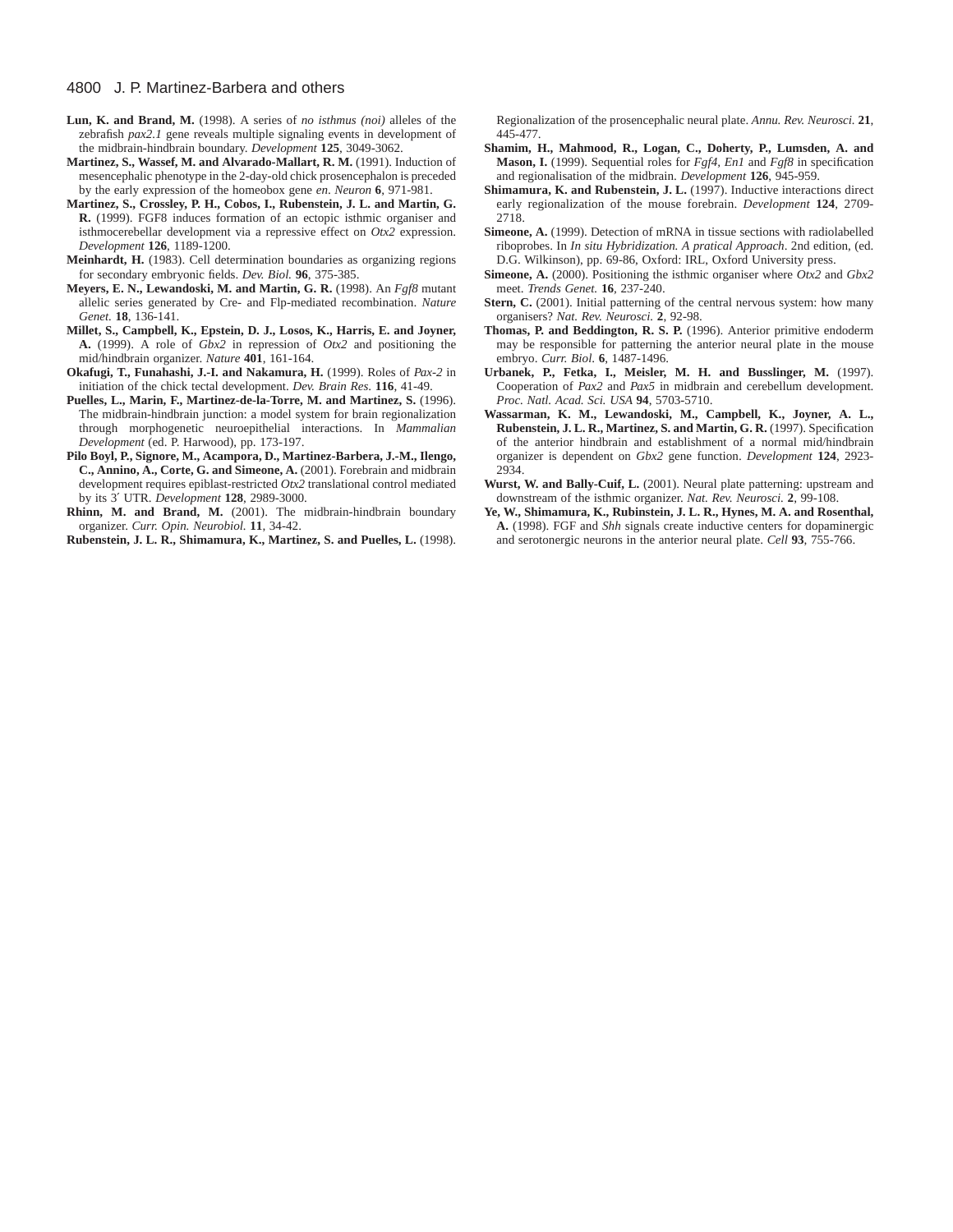**Lun, K. and Brand, M.** (1998). A series of *no isthmus (noi)* alleles of the zebrafish *pax2.1* gene reveals multiple signaling events in development of the midbrain-hindbrain boundary. *Development* **125**, 3049-3062.

**Martinez, S., Wassef, M. and Alvarado-Mallart, R. M.** (1991). Induction of mesencephalic phenotype in the 2-day-old chick prosencephalon is preceded by the early expression of the homeobox gene *en*. *Neuron* **6**, 971-981.

**Martinez, S., Crossley, P. H., Cobos, I., Rubenstein, J. L. and Martin, G. R.** (1999). FGF8 induces formation of an ectopic isthmic organiser and isthmocerebellar development via a repressive effect on *Otx2* expression. *Development* **126**, 1189-1200.

**Meinhardt, H.** (1983). Cell determination boundaries as organizing regions for secondary embryonic fields. *Dev. Biol.* **96**, 375-385.

**Meyers, E. N., Lewandoski, M. and Martin, G. R.** (1998). An *Fgf8* mutant allelic series generated by Cre- and Flp-mediated recombination. *Nature Genet.* **18**, 136-141.

**Millet, S., Campbell, K., Epstein, D. J., Losos, K., Harris, E. and Joyner, A.** (1999). A role of *Gbx2* in repression of *Otx2* and positioning the mid/hindbrain organizer. *Nature* **401**, 161-164.

**Okafugi, T., Funahashi, J.-I. and Nakamura, H.** (1999). Roles of *Pax-2* in initiation of the chick tectal development. *Dev. Brain Res.* **116**, 41-49.

**Puelles, L., Marin, F., Martinez-de-la-Torre, M. and Martinez, S.** (1996). The midbrain-hindbrain junction: a model system for brain regionalization through morphogenetic neuroepithelial interactions. In *Mammalian Development* (ed. P. Harwood), pp. 173-197.

**Pilo Boyl, P., Signore, M., Acampora, D., Martinez-Barbera, J.-M., Ilengo, C., Annino, A., Corte, G. and Simeone, A.** (2001). Forebrain and midbrain development requires epiblast-restricted *Otx2* translational control mediated by its 3′ UTR. *Development* **128**, 2989-3000.

**Rhinn, M. and Brand, M.** (2001). The midbrain-hindbrain boundary organizer. *Curr. Opin. Neurobiol.* **11**, 34-42.

**Rubenstein, J. L. R., Shimamura, K., Martinez, S. and Puelles, L.** (1998). Regionalization of the prosencephalic neural plate. *Annu. Rev. Neurosci.* **21**, 445-477.

**Shamim, H., Mahmood, R., Logan, C., Doherty, P., Lumsden, A. and Mason, I.** (1999). Sequential roles for *Fgf4*, *En1* and *Fgf8* in specification and regionalisation of the midbrain. *Development* **126**, 945-959.

**Shimamura, K. and Rubenstein, J. L.** (1997). Inductive interactions direct early regionalization of the mouse forebrain. *Development* **124**, 2709-2718.

**Simeone, A.** (1999). Detection of mRNA in tissue sections with radiolabelled riboprobes. In *In situ Hybridization. A pratical Approach*. 2nd edition, (ed. D.G. Wilkinson), pp. 69-86, Oxford: IRL, Oxford University press.

**Simeone, A.** (2000). Positioning the isthmic organiser where *Otx2* and *Gbx2* meet. *Trends Genet.* **16**, 237-240.

**Stern, C.** (2001). Initial patterning of the central nervous system: how many organisers? *Nat. Rev. Neurosci.* **2**, 92-98.

**Thomas, P. and Beddington, R. S. P.** (1996). Anterior primitive endoderm may be responsible for patterning the anterior neural plate in the mouse embryo. *Curr. Biol.* **6**, 1487-1496.

**Urbanek, P., Fetka, I., Meisler, M. H. and Busslinger, M.** (1997). Cooperation of *Pax2* and *Pax5* in midbrain and cerebellum development. *Proc. Natl. Acad. Sci. USA* **94**, 5703-5710.

**Wassarman, K. M., Lewandoski, M., Campbell, K., Joyner, A. L., Rubenstein, J. L. R., Martinez, S. and Martin, G. R.** (1997). Specification of the anterior hindbrain and establishment of a normal mid/hindbrain organizer is dependent on *Gbx2* gene function. *Development* **124**, 2923-2934.

**Wurst, W. and Bally-Cuif, L.** (2001). Neural plate patterning: upstream and downstream of the isthmic organizer. *Nat. Rev. Neurosci.* **2**, 99-108.

**Ye, W., Shimamura, K., Rubinstein, J. L. R., Hynes, M. A. and Rosenthal, A.** (1998). FGF and *Shh* signals create inductive centers for dopaminergic and serotonergic neurons in the anterior neural plate. *Cell* **93**, 755-766.